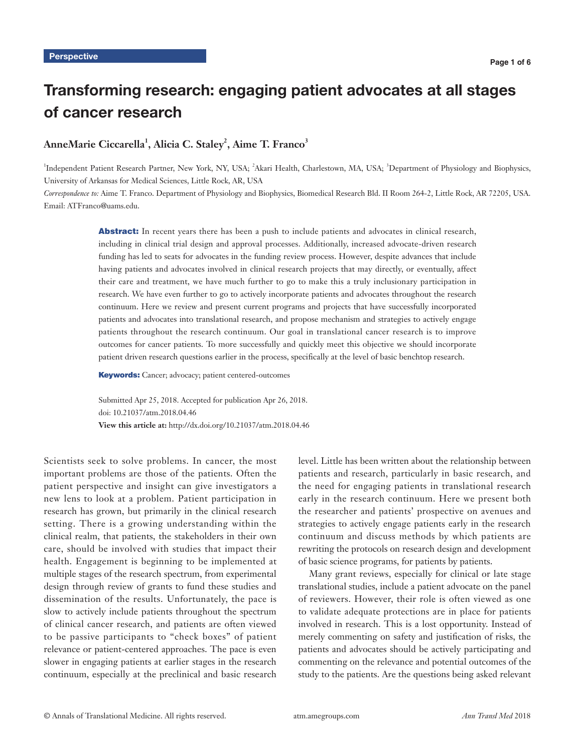Perspective

# Transforming research: engaging patient advocates at all stages of cancer research

**AnneMarie Ciccarella[1], Alicia C. Staley[2], Aime T. Franco[3]**

[1]Independent Patient Research Partner, New York, NY, USA; [2]Akari Health, Charlestown, MA, USA; [3]Department of Physiology and Biophysics, University of Arkansas for Medical Sciences, Little Rock, AR, USA

*Correspondence to:* Aime T. Franco. Department of Physiology and Biophysics, Biomedical Research Bld. II Room 264-2, Little Rock, AR 72205, USA. Email: ATFranco@uams.edu.

**Abstract:** In recent years there has been a push to include patients and advocates in clinical research, including in clinical trial design and approval processes. Additionally, increased advocate-driven research funding has led to seats for advocates in the funding review process. However, despite advances that include having patients and advocates involved in clinical research projects that may directly, or eventually, affect their care and treatment, we have much further to go to make this a truly inclusionary participation in research. We have even further to go to actively incorporate patients and advocates throughout the research continuum. Here we review and present current programs and projects that have successfully incorporated patients and advocates into translational research, and propose mechanism and strategies to actively engage patients throughout the research continuum. Our goal in translational cancer research is to improve outcomes for cancer patients. To more successfully and quickly meet this objective we should incorporate patient driven research questions earlier in the process, specifically at the level of basic benchtop research.

**Keywords:** Cancer; advocacy; patient centered-outcomes

Submitted Apr 25, 2018. Accepted for publication Apr 26, 2018.
doi: 10.21037/atm.2018.04.46
**View this article at:** http://dx.doi.org/10.21037/atm.2018.04.46

Scientists seek to solve problems. In cancer, the most important problems are those of the patients. Often the patient perspective and insight can give investigators a new lens to look at a problem. Patient participation in research has grown, but primarily in the clinical research setting. There is a growing understanding within the clinical realm, that patients, the stakeholders in their own care, should be involved with studies that impact their health. Engagement is beginning to be implemented at multiple stages of the research spectrum, from experimental design through review of grants to fund these studies and dissemination of the results. Unfortunately, the pace is slow to actively include patients throughout the spectrum of clinical cancer research, and patients are often viewed to be passive participants to "check boxes" of patient relevance or patient-centered approaches. The pace is even slower in engaging patients at earlier stages in the research continuum, especially at the preclinical and basic research level. Little has been written about the relationship between patients and research, particularly in basic research, and the need for engaging patients in translational research early in the research continuum. Here we present both the researcher and patients' prospective on avenues and strategies to actively engage patients early in the research continuum and discuss methods by which patients are rewriting the protocols on research design and development of basic science programs, for patients by patients.

Many grant reviews, especially for clinical or late stage translational studies, include a patient advocate on the panel of reviewers. However, their role is often viewed as one to validate adequate protections are in place for patients involved in research. This is a lost opportunity. Instead of merely commenting on safety and justification of risks, the patients and advocates should be actively participating and commenting on the relevance and potential outcomes of the study to the patients. Are the questions being asked relevant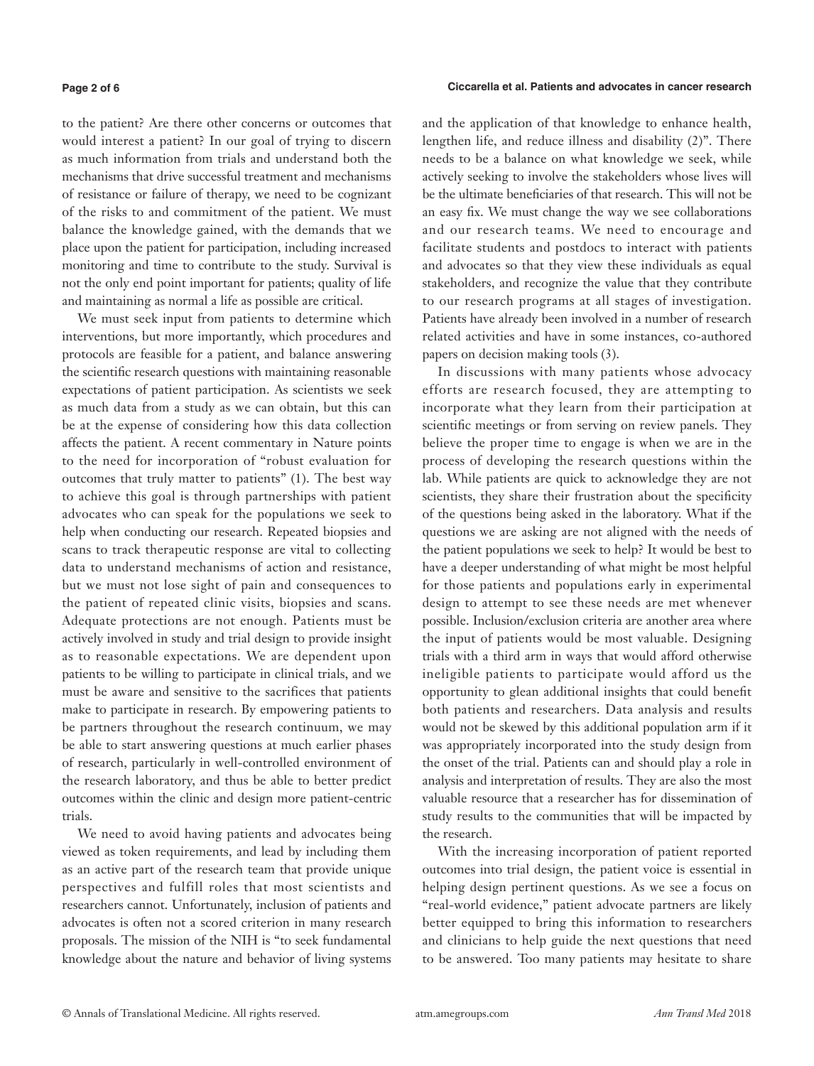to the patient? Are there other concerns or outcomes that would interest a patient? In our goal of trying to discern as much information from trials and understand both the mechanisms that drive successful treatment and mechanisms of resistance or failure of therapy, we need to be cognizant of the risks to and commitment of the patient. We must balance the knowledge gained, with the demands that we place upon the patient for participation, including increased monitoring and time to contribute to the study. Survival is not the only end point important for patients; quality of life and maintaining as normal a life as possible are critical.

We must seek input from patients to determine which interventions, but more importantly, which procedures and protocols are feasible for a patient, and balance answering the scientific research questions with maintaining reasonable expectations of patient participation. As scientists we seek as much data from a study as we can obtain, but this can be at the expense of considering how this data collection affects the patient. A recent commentary in Nature points to the need for incorporation of "robust evaluation for outcomes that truly matter to patients" (1). The best way to achieve this goal is through partnerships with patient advocates who can speak for the populations we seek to help when conducting our research. Repeated biopsies and scans to track therapeutic response are vital to collecting data to understand mechanisms of action and resistance, but we must not lose sight of pain and consequences to the patient of repeated clinic visits, biopsies and scans. Adequate protections are not enough. Patients must be actively involved in study and trial design to provide insight as to reasonable expectations. We are dependent upon patients to be willing to participate in clinical trials, and we must be aware and sensitive to the sacrifices that patients make to participate in research. By empowering patients to be partners throughout the research continuum, we may be able to start answering questions at much earlier phases of research, particularly in well-controlled environment of the research laboratory, and thus be able to better predict outcomes within the clinic and design more patient-centric trials.

We need to avoid having patients and advocates being viewed as token requirements, and lead by including them as an active part of the research team that provide unique perspectives and fulfill roles that most scientists and researchers cannot. Unfortunately, inclusion of patients and advocates is often not a scored criterion in many research proposals. The mission of the NIH is "to seek fundamental knowledge about the nature and behavior of living systems and the application of that knowledge to enhance health, lengthen life, and reduce illness and disability (2)". There needs to be a balance on what knowledge we seek, while actively seeking to involve the stakeholders whose lives will be the ultimate beneficiaries of that research. This will not be an easy fix. We must change the way we see collaborations and our research teams. We need to encourage and facilitate students and postdocs to interact with patients and advocates so that they view these individuals as equal stakeholders, and recognize the value that they contribute to our research programs at all stages of investigation. Patients have already been involved in a number of research related activities and have in some instances, co-authored papers on decision making tools (3).

In discussions with many patients whose advocacy efforts are research focused, they are attempting to incorporate what they learn from their participation at scientific meetings or from serving on review panels. They believe the proper time to engage is when we are in the process of developing the research questions within the lab. While patients are quick to acknowledge they are not scientists, they share their frustration about the specificity of the questions being asked in the laboratory. What if the questions we are asking are not aligned with the needs of the patient populations we seek to help? It would be best to have a deeper understanding of what might be most helpful for those patients and populations early in experimental design to attempt to see these needs are met whenever possible. Inclusion/exclusion criteria are another area where the input of patients would be most valuable. Designing trials with a third arm in ways that would afford otherwise ineligible patients to participate would afford us the opportunity to glean additional insights that could benefit both patients and researchers. Data analysis and results would not be skewed by this additional population arm if it was appropriately incorporated into the study design from the onset of the trial. Patients can and should play a role in analysis and interpretation of results. They are also the most valuable resource that a researcher has for dissemination of study results to the communities that will be impacted by the research.

With the increasing incorporation of patient reported outcomes into trial design, the patient voice is essential in helping design pertinent questions. As we see a focus on "real-world evidence," patient advocate partners are likely better equipped to bring this information to researchers and clinicians to help guide the next questions that need to be answered. Too many patients may hesitate to share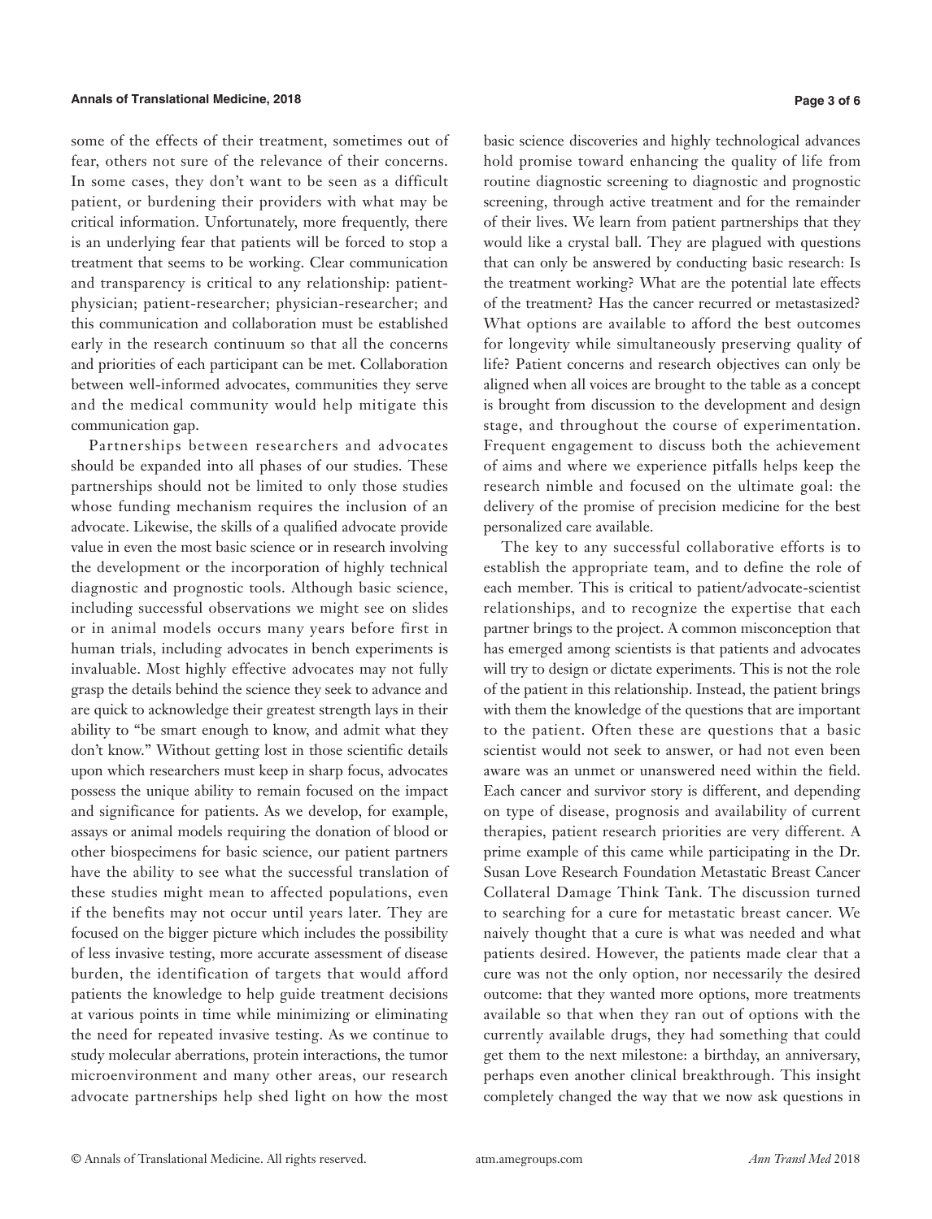some of the effects of their treatment, sometimes out of fear, others not sure of the relevance of their concerns. In some cases, they don't want to be seen as a difficult patient, or burdening their providers with what may be critical information. Unfortunately, more frequently, there is an underlying fear that patients will be forced to stop a treatment that seems to be working. Clear communication and transparency is critical to any relationship: patient-physician; patient-researcher; physician-researcher; and this communication and collaboration must be established early in the research continuum so that all the concerns and priorities of each participant can be met. Collaboration between well-informed advocates, communities they serve and the medical community would help mitigate this communication gap.

Partnerships between researchers and advocates should be expanded into all phases of our studies. These partnerships should not be limited to only those studies whose funding mechanism requires the inclusion of an advocate. Likewise, the skills of a qualified advocate provide value in even the most basic science or in research involving the development or the incorporation of highly technical diagnostic and prognostic tools. Although basic science, including successful observations we might see on slides or in animal models occurs many years before first in human trials, including advocates in bench experiments is invaluable. Most highly effective advocates may not fully grasp the details behind the science they seek to advance and are quick to acknowledge their greatest strength lays in their ability to "be smart enough to know, and admit what they don't know." Without getting lost in those scientific details upon which researchers must keep in sharp focus, advocates possess the unique ability to remain focused on the impact and significance for patients. As we develop, for example, assays or animal models requiring the donation of blood or other biospecimens for basic science, our patient partners have the ability to see what the successful translation of these studies might mean to affected populations, even if the benefits may not occur until years later. They are focused on the bigger picture which includes the possibility of less invasive testing, more accurate assessment of disease burden, the identification of targets that would afford patients the knowledge to help guide treatment decisions at various points in time while minimizing or eliminating the need for repeated invasive testing. As we continue to study molecular aberrations, protein interactions, the tumor microenvironment and many other areas, our research advocate partnerships help shed light on how the most basic science discoveries and highly technological advances hold promise toward enhancing the quality of life from routine diagnostic screening to diagnostic and prognostic screening, through active treatment and for the remainder of their lives. We learn from patient partnerships that they would like a crystal ball. They are plagued with questions that can only be answered by conducting basic research: Is the treatment working? What are the potential late effects of the treatment? Has the cancer recurred or metastasized? What options are available to afford the best outcomes for longevity while simultaneously preserving quality of life? Patient concerns and research objectives can only be aligned when all voices are brought to the table as a concept is brought from discussion to the development and design stage, and throughout the course of experimentation. Frequent engagement to discuss both the achievement of aims and where we experience pitfalls helps keep the research nimble and focused on the ultimate goal: the delivery of the promise of precision medicine for the best personalized care available.

The key to any successful collaborative efforts is to establish the appropriate team, and to define the role of each member. This is critical to patient/advocate-scientist relationships, and to recognize the expertise that each partner brings to the project. A common misconception that has emerged among scientists is that patients and advocates will try to design or dictate experiments. This is not the role of the patient in this relationship. Instead, the patient brings with them the knowledge of the questions that are important to the patient. Often these are questions that a basic scientist would not seek to answer, or had not even been aware was an unmet or unanswered need within the field. Each cancer and survivor story is different, and depending on type of disease, prognosis and availability of current therapies, patient research priorities are very different. A prime example of this came while participating in the Dr. Susan Love Research Foundation Metastatic Breast Cancer Collateral Damage Think Tank. The discussion turned to searching for a cure for metastatic breast cancer. We naively thought that a cure is what was needed and what patients desired. However, the patients made clear that a cure was not the only option, nor necessarily the desired outcome: that they wanted more options, more treatments available so that when they ran out of options with the currently available drugs, they had something that could get them to the next milestone: a birthday, an anniversary, perhaps even another clinical breakthrough. This insight completely changed the way that we now ask questions in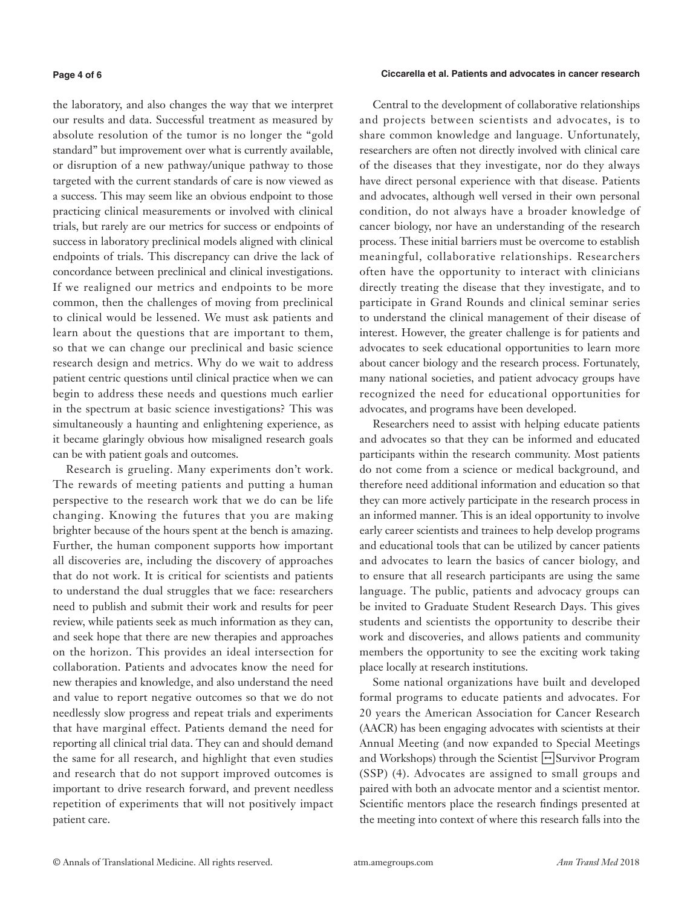the laboratory, and also changes the way that we interpret our results and data. Successful treatment as measured by absolute resolution of the tumor is no longer the "gold standard" but improvement over what is currently available, or disruption of a new pathway/unique pathway to those targeted with the current standards of care is now viewed as a success. This may seem like an obvious endpoint to those practicing clinical measurements or involved with clinical trials, but rarely are our metrics for success or endpoints of success in laboratory preclinical models aligned with clinical endpoints of trials. This discrepancy can drive the lack of concordance between preclinical and clinical investigations. If we realigned our metrics and endpoints to be more common, then the challenges of moving from preclinical to clinical would be lessened. We must ask patients and learn about the questions that are important to them, so that we can change our preclinical and basic science research design and metrics. Why do we wait to address patient centric questions until clinical practice when we can begin to address these needs and questions much earlier in the spectrum at basic science investigations? This was simultaneously a haunting and enlightening experience, as it became glaringly obvious how misaligned research goals can be with patient goals and outcomes.

Research is grueling. Many experiments don't work. The rewards of meeting patients and putting a human perspective to the research work that we do can be life changing. Knowing the futures that you are making brighter because of the hours spent at the bench is amazing. Further, the human component supports how important all discoveries are, including the discovery of approaches that do not work. It is critical for scientists and patients to understand the dual struggles that we face: researchers need to publish and submit their work and results for peer review, while patients seek as much information as they can, and seek hope that there are new therapies and approaches on the horizon. This provides an ideal intersection for collaboration. Patients and advocates know the need for new therapies and knowledge, and also understand the need and value to report negative outcomes so that we do not needlessly slow progress and repeat trials and experiments that have marginal effect. Patients demand the need for reporting all clinical trial data. They can and should demand the same for all research, and highlight that even studies and research that do not support improved outcomes is important to drive research forward, and prevent needless repetition of experiments that will not positively impact patient care.

Central to the development of collaborative relationships and projects between scientists and advocates, is to share common knowledge and language. Unfortunately, researchers are often not directly involved with clinical care of the diseases that they investigate, nor do they always have direct personal experience with that disease. Patients and advocates, although well versed in their own personal condition, do not always have a broader knowledge of cancer biology, nor have an understanding of the research process. These initial barriers must be overcome to establish meaningful, collaborative relationships. Researchers often have the opportunity to interact with clinicians directly treating the disease that they investigate, and to participate in Grand Rounds and clinical seminar series to understand the clinical management of their disease of interest. However, the greater challenge is for patients and advocates to seek educational opportunities to learn more about cancer biology and the research process. Fortunately, many national societies, and patient advocacy groups have recognized the need for educational opportunities for advocates, and programs have been developed.

Researchers need to assist with helping educate patients and advocates so that they can be informed and educated participants within the research community. Most patients do not come from a science or medical background, and therefore need additional information and education so that they can more actively participate in the research process in an informed manner. This is an ideal opportunity to involve early career scientists and trainees to help develop programs and educational tools that can be utilized by cancer patients and advocates to learn the basics of cancer biology, and to ensure that all research participants are using the same language. The public, patients and advocacy groups can be invited to Graduate Student Research Days. This gives students and scientists the opportunity to describe their work and discoveries, and allows patients and community members the opportunity to see the exciting work taking place locally at research institutions.

Some national organizations have built and developed formal programs to educate patients and advocates. For 20 years the American Association for Cancer Research (AACR) has been engaging advocates with scientists at their Annual Meeting (and now expanded to Special Meetings and Workshops) through the Scientist ↔ Survivor Program (SSP) (4). Advocates are assigned to small groups and paired with both an advocate mentor and a scientist mentor. Scientific mentors place the research findings presented at the meeting into context of where this research falls into the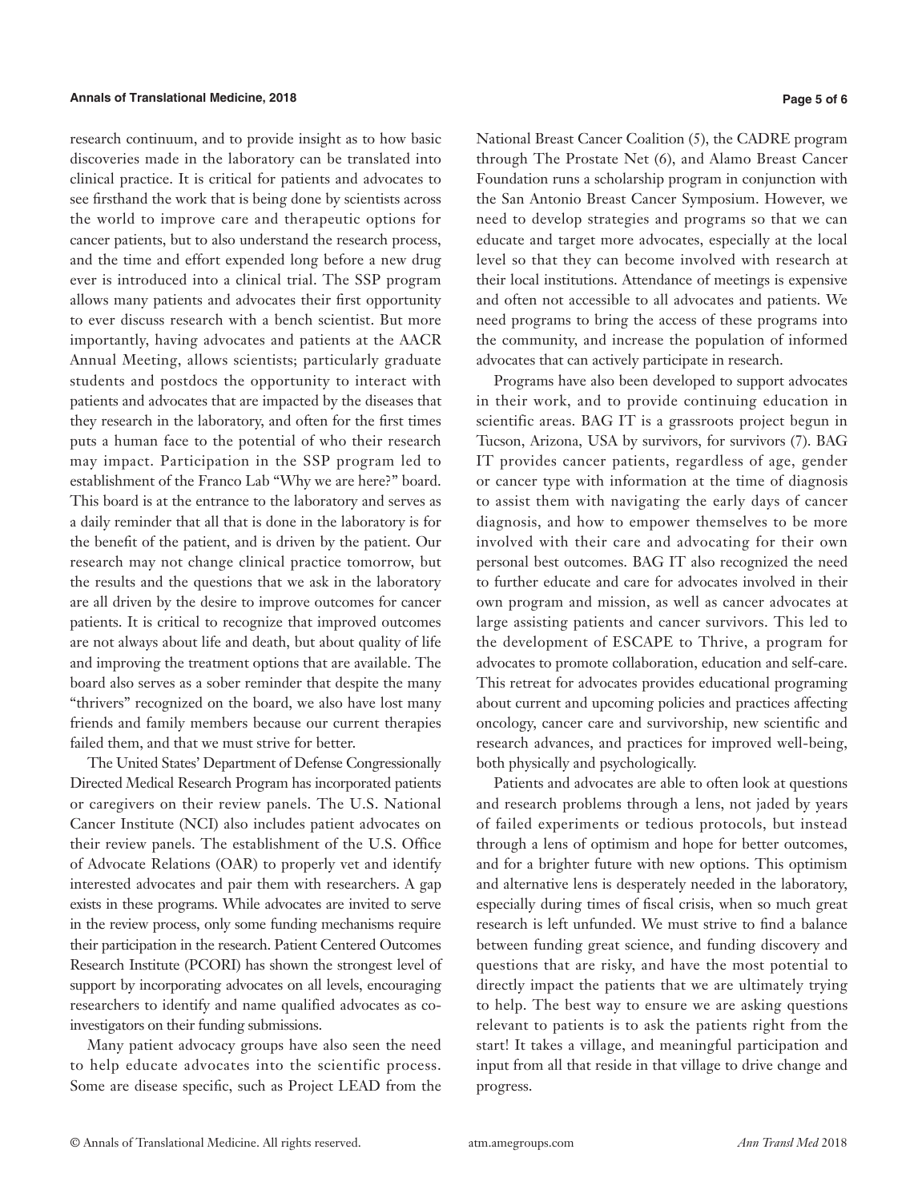research continuum, and to provide insight as to how basic discoveries made in the laboratory can be translated into clinical practice. It is critical for patients and advocates to see firsthand the work that is being done by scientists across the world to improve care and therapeutic options for cancer patients, but to also understand the research process, and the time and effort expended long before a new drug ever is introduced into a clinical trial. The SSP program allows many patients and advocates their first opportunity to ever discuss research with a bench scientist. But more importantly, having advocates and patients at the AACR Annual Meeting, allows scientists; particularly graduate students and postdocs the opportunity to interact with patients and advocates that are impacted by the diseases that they research in the laboratory, and often for the first times puts a human face to the potential of who their research may impact. Participation in the SSP program led to establishment of the Franco Lab "Why we are here?" board. This board is at the entrance to the laboratory and serves as a daily reminder that all that is done in the laboratory is for the benefit of the patient, and is driven by the patient. Our research may not change clinical practice tomorrow, but the results and the questions that we ask in the laboratory are all driven by the desire to improve outcomes for cancer patients. It is critical to recognize that improved outcomes are not always about life and death, but about quality of life and improving the treatment options that are available. The board also serves as a sober reminder that despite the many "thrivers" recognized on the board, we also have lost many friends and family members because our current therapies failed them, and that we must strive for better.

The United States' Department of Defense Congressionally Directed Medical Research Program has incorporated patients or caregivers on their review panels. The U.S. National Cancer Institute (NCI) also includes patient advocates on their review panels. The establishment of the U.S. Office of Advocate Relations (OAR) to properly vet and identify interested advocates and pair them with researchers. A gap exists in these programs. While advocates are invited to serve in the review process, only some funding mechanisms require their participation in the research. Patient Centered Outcomes Research Institute (PCORI) has shown the strongest level of support by incorporating advocates on all levels, encouraging researchers to identify and name qualified advocates as co-investigators on their funding submissions.

Many patient advocacy groups have also seen the need to help educate advocates into the scientific process. Some are disease specific, such as Project LEAD from the National Breast Cancer Coalition (5), the CADRE program through The Prostate Net (6), and Alamo Breast Cancer Foundation runs a scholarship program in conjunction with the San Antonio Breast Cancer Symposium. However, we need to develop strategies and programs so that we can educate and target more advocates, especially at the local level so that they can become involved with research at their local institutions. Attendance of meetings is expensive and often not accessible to all advocates and patients. We need programs to bring the access of these programs into the community, and increase the population of informed advocates that can actively participate in research.

Programs have also been developed to support advocates in their work, and to provide continuing education in scientific areas. BAG IT is a grassroots project begun in Tucson, Arizona, USA by survivors, for survivors (7). BAG IT provides cancer patients, regardless of age, gender or cancer type with information at the time of diagnosis to assist them with navigating the early days of cancer diagnosis, and how to empower themselves to be more involved with their care and advocating for their own personal best outcomes. BAG IT also recognized the need to further educate and care for advocates involved in their own program and mission, as well as cancer advocates at large assisting patients and cancer survivors. This led to the development of ESCAPE to Thrive, a program for advocates to promote collaboration, education and self-care. This retreat for advocates provides educational programing about current and upcoming policies and practices affecting oncology, cancer care and survivorship, new scientific and research advances, and practices for improved well-being, both physically and psychologically.

Patients and advocates are able to often look at questions and research problems through a lens, not jaded by years of failed experiments or tedious protocols, but instead through a lens of optimism and hope for better outcomes, and for a brighter future with new options. This optimism and alternative lens is desperately needed in the laboratory, especially during times of fiscal crisis, when so much great research is left unfunded. We must strive to find a balance between funding great science, and funding discovery and questions that are risky, and have the most potential to directly impact the patients that we are ultimately trying to help. The best way to ensure we are asking questions relevant to patients is to ask the patients right from the start! It takes a village, and meaningful participation and input from all that reside in that village to drive change and progress.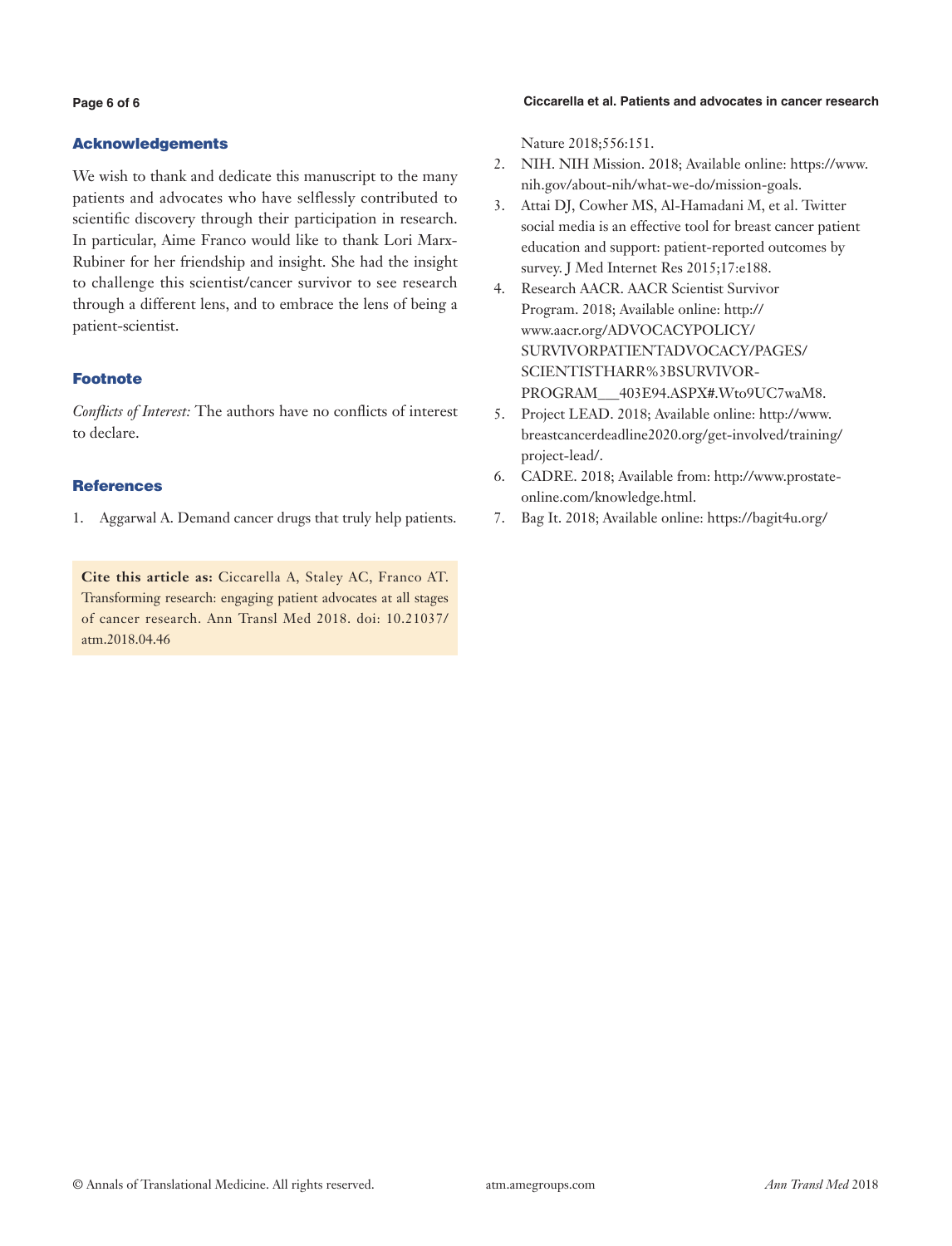## Acknowledgements

We wish to thank and dedicate this manuscript to the many patients and advocates who have selflessly contributed to scientific discovery through their participation in research. In particular, Aime Franco would like to thank Lori Marx-Rubiner for her friendship and insight. She had the insight to challenge this scientist/cancer survivor to see research through a different lens, and to embrace the lens of being a patient-scientist.

## Footnote

*Conflicts of Interest:* The authors have no conflicts of interest to declare.

## References

1. Aggarwal A. Demand cancer drugs that truly help patients. Nature 2018;556:151.
2. NIH. NIH Mission. 2018; Available online: https://www.nih.gov/about-nih/what-we-do/mission-goals.
3. Attai DJ, Cowher MS, Al-Hamadani M, et al. Twitter social media is an effective tool for breast cancer patient education and support: patient-reported outcomes by survey. J Med Internet Res 2015;17:e188.
4. Research AACR. AACR Scientist Survivor Program. 2018; Available online: http://www.aacr.org/ADVOCACYPOLICY/SURVIVORPATIENTADVOCACY/PAGES/SCIENTISTHARR%3BSURVIVOR-PROGRAM___403E94.ASPX#.Wto9UC7waM8.
5. Project LEAD. 2018; Available online: http://www.breastcancerdeadline2020.org/get-involved/training/project-lead/.
6. CADRE. 2018; Available from: http://www.prostate-online.com/knowledge.html.
7. Bag It. 2018; Available online: https://bagit4u.org/

**Cite this article as:** Ciccarella A, Staley AC, Franco AT. Transforming research: engaging patient advocates at all stages of cancer research. Ann Transl Med 2018. doi: 10.21037/atm.2018.04.46